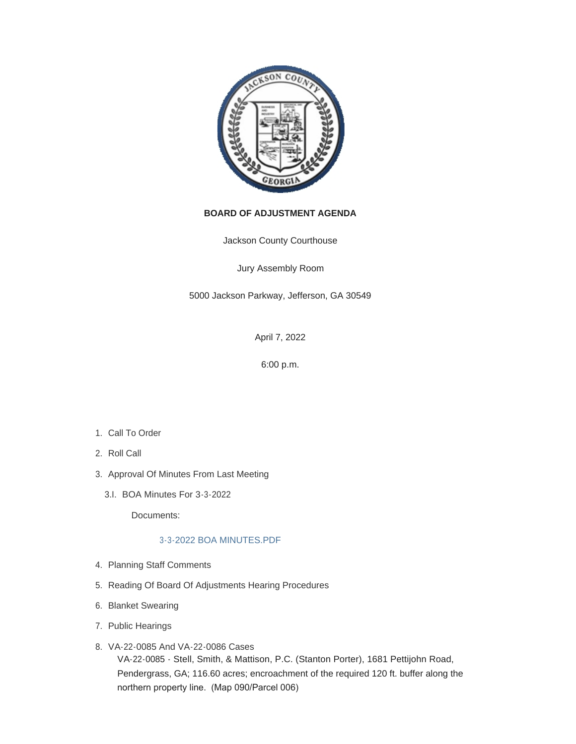**BOARD OF ADJUSTMENT AGENDA**

Jackson County Courthouse

Jury Assembly Room

5000 Jackson Parkway, Jefferson, GA 30549

April 7, 2022

6:00 p.m.

1. Call To Order
2. Roll Call
3. Approval Of Minutes From Last Meeting
   - 3.I. BOA Minutes For 3-3-2022

     Documents:

     3-3-2022 BOA MINUTES.PDF
4. Planning Staff Comments
5. Reading Of Board Of Adjustments Hearing Procedures
6. Blanket Swearing
7. Public Hearings
8. VA-22-0085 And VA-22-0086 Cases

   VA-22-0085 - Stell, Smith, & Mattison, P.C. (Stanton Porter), 1681 Pettijohn Road, Pendergrass, GA; 116.60 acres; encroachment of the required 120 ft. buffer along the northern property line. (Map 090/Parcel 006)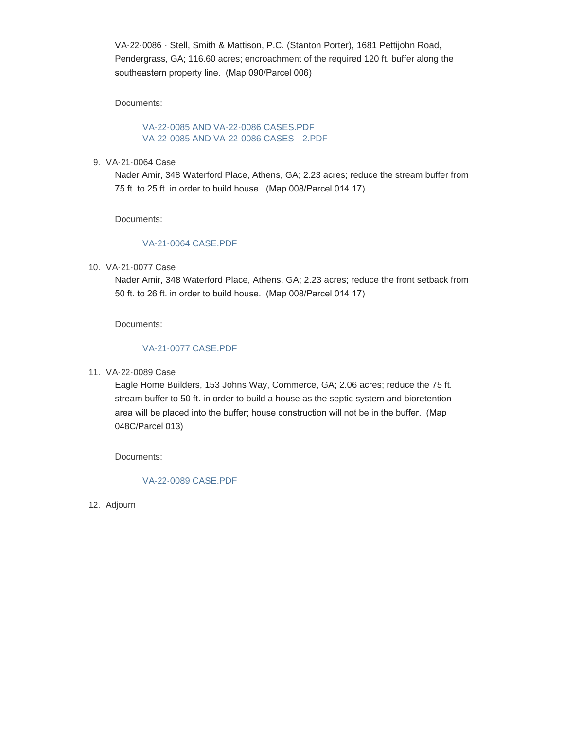VA-22-0086 - Stell, Smith & Mattison, P.C. (Stanton Porter), 1681 Pettijohn Road, Pendergrass, GA; 116.60 acres; encroachment of the required 120 ft. buffer along the southeastern property line. (Map 090/Parcel 006)

Documents:

VA-22-0085 AND VA-22-0086 CASES.PDF
VA-22-0085 AND VA-22-0086 CASES - 2.PDF

9. VA-21-0064 Case

Nader Amir, 348 Waterford Place, Athens, GA; 2.23 acres; reduce the stream buffer from 75 ft. to 25 ft. in order to build house. (Map 008/Parcel 014 17)

Documents:

VA-21-0064 CASE.PDF

10. VA-21-0077 Case

Nader Amir, 348 Waterford Place, Athens, GA; 2.23 acres; reduce the front setback from 50 ft. to 26 ft. in order to build house. (Map 008/Parcel 014 17)

Documents:

VA-21-0077 CASE.PDF

11. VA-22-0089 Case

Eagle Home Builders, 153 Johns Way, Commerce, GA; 2.06 acres; reduce the 75 ft. stream buffer to 50 ft. in order to build a house as the septic system and bioretention area will be placed into the buffer; house construction will not be in the buffer. (Map 048C/Parcel 013)

Documents:

VA-22-0089 CASE.PDF

12. Adjourn